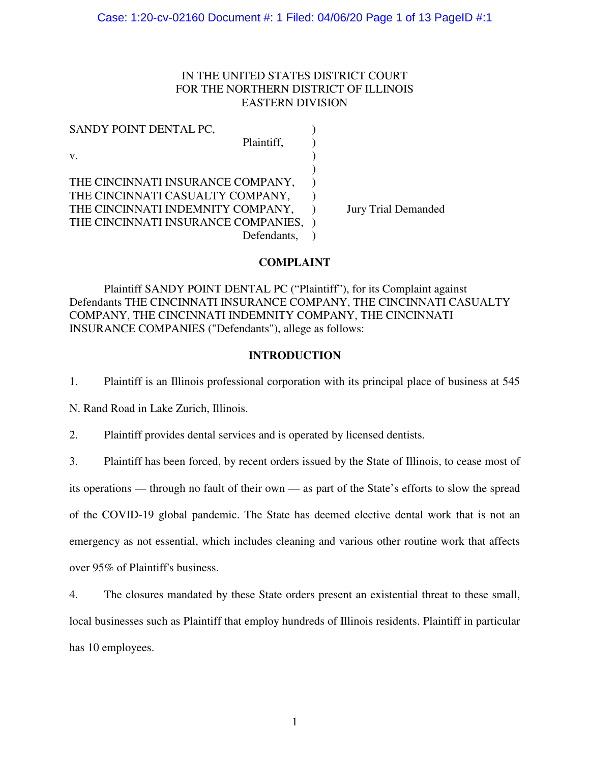IN THE UNITED STATES DISTRICT COURT
FOR THE NORTHERN DISTRICT OF ILLINOIS
EASTERN DIVISION

SANDY POINT DENTAL PC,
Plaintiff,

v.

THE CINCINNATI INSURANCE COMPANY,
THE CINCINNATI CASUALTY COMPANY,
THE CINCINNATI INDEMNITY COMPANY,
THE CINCINNATI INSURANCE COMPANIES,
Defendants,

Jury Trial Demanded

## COMPLAINT

Plaintiff SANDY POINT DENTAL PC ("Plaintiff"), for its Complaint against Defendants THE CINCINNATI INSURANCE COMPANY, THE CINCINNATI CASUALTY COMPANY, THE CINCINNATI INDEMNITY COMPANY, THE CINCINNATI INSURANCE COMPANIES ("Defendants"), allege as follows:

## INTRODUCTION

1. Plaintiff is an Illinois professional corporation with its principal place of business at 545 N. Rand Road in Lake Zurich, Illinois.

2. Plaintiff provides dental services and is operated by licensed dentists.

3. Plaintiff has been forced, by recent orders issued by the State of Illinois, to cease most of its operations — through no fault of their own — as part of the State's efforts to slow the spread of the COVID-19 global pandemic. The State has deemed elective dental work that is not an emergency as not essential, which includes cleaning and various other routine work that affects over 95% of Plaintiff's business.

4. The closures mandated by these State orders present an existential threat to these small, local businesses such as Plaintiff that employ hundreds of Illinois residents. Plaintiff in particular has 10 employees.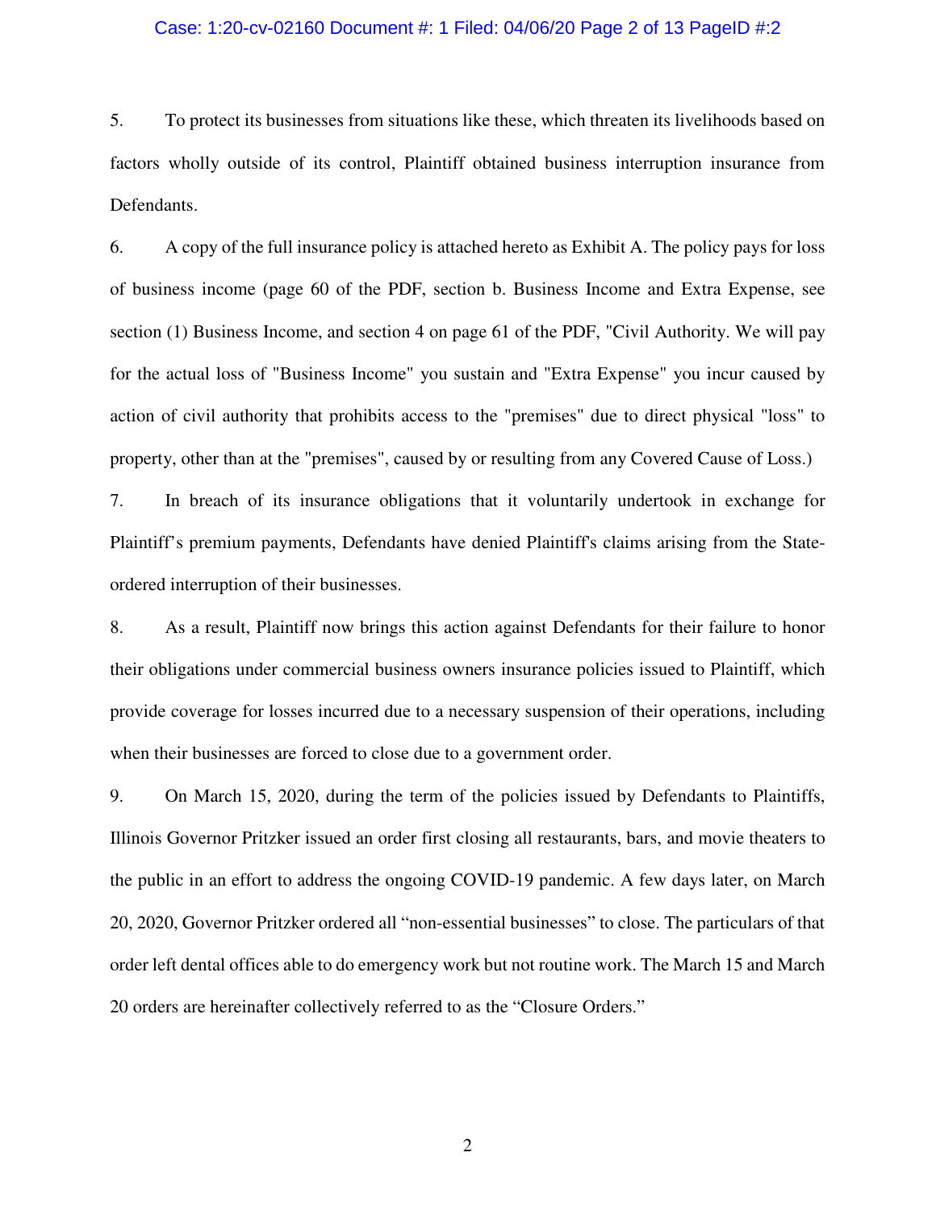5. To protect its businesses from situations like these, which threaten its livelihoods based on factors wholly outside of its control, Plaintiff obtained business interruption insurance from Defendants.

6. A copy of the full insurance policy is attached hereto as Exhibit A. The policy pays for loss of business income (page 60 of the PDF, section b. Business Income and Extra Expense, see section (1) Business Income, and section 4 on page 61 of the PDF, "Civil Authority. We will pay for the actual loss of "Business Income" you sustain and "Extra Expense" you incur caused by action of civil authority that prohibits access to the "premises" due to direct physical "loss" to property, other than at the "premises", caused by or resulting from any Covered Cause of Loss.)

7. In breach of its insurance obligations that it voluntarily undertook in exchange for Plaintiff's premium payments, Defendants have denied Plaintiff's claims arising from the State-ordered interruption of their businesses.

8. As a result, Plaintiff now brings this action against Defendants for their failure to honor their obligations under commercial business owners insurance policies issued to Plaintiff, which provide coverage for losses incurred due to a necessary suspension of their operations, including when their businesses are forced to close due to a government order.

9. On March 15, 2020, during the term of the policies issued by Defendants to Plaintiffs, Illinois Governor Pritzker issued an order first closing all restaurants, bars, and movie theaters to the public in an effort to address the ongoing COVID-19 pandemic. A few days later, on March 20, 2020, Governor Pritzker ordered all "non-essential businesses" to close. The particulars of that order left dental offices able to do emergency work but not routine work. The March 15 and March 20 orders are hereinafter collectively referred to as the "Closure Orders."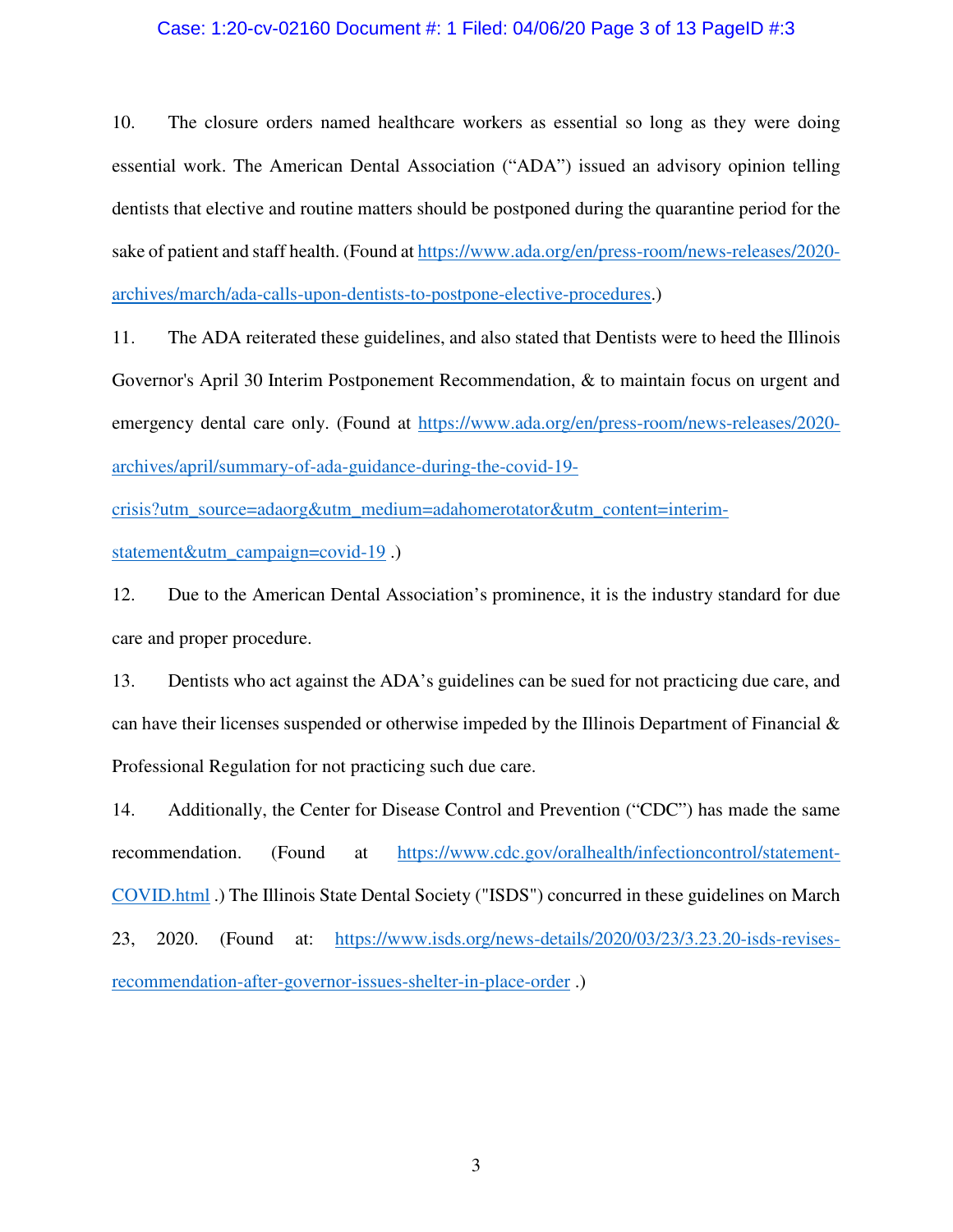10. The closure orders named healthcare workers as essential so long as they were doing essential work. The American Dental Association ("ADA") issued an advisory opinion telling dentists that elective and routine matters should be postponed during the quarantine period for the sake of patient and staff health. (Found at https://www.ada.org/en/press-room/news-releases/2020-archives/march/ada-calls-upon-dentists-to-postpone-elective-procedures.)

11. The ADA reiterated these guidelines, and also stated that Dentists were to heed the Illinois Governor's April 30 Interim Postponement Recommendation, & to maintain focus on urgent and emergency dental care only. (Found at https://www.ada.org/en/press-room/news-releases/2020-archives/april/summary-of-ada-guidance-during-the-covid-19-crisis?utm_source=adaorg&utm_medium=adahomerotator&utm_content=interim-statement&utm_campaign=covid-19 .)

12. Due to the American Dental Association's prominence, it is the industry standard for due care and proper procedure.

13. Dentists who act against the ADA's guidelines can be sued for not practicing due care, and can have their licenses suspended or otherwise impeded by the Illinois Department of Financial & Professional Regulation for not practicing such due care.

14. Additionally, the Center for Disease Control and Prevention ("CDC") has made the same recommendation. (Found at https://www.cdc.gov/oralhealth/infectioncontrol/statement-COVID.html .) The Illinois State Dental Society ("ISDS") concurred in these guidelines on March 23, 2020. (Found at: https://www.isds.org/news-details/2020/03/23/3.23.20-isds-revises-recommendation-after-governor-issues-shelter-in-place-order .)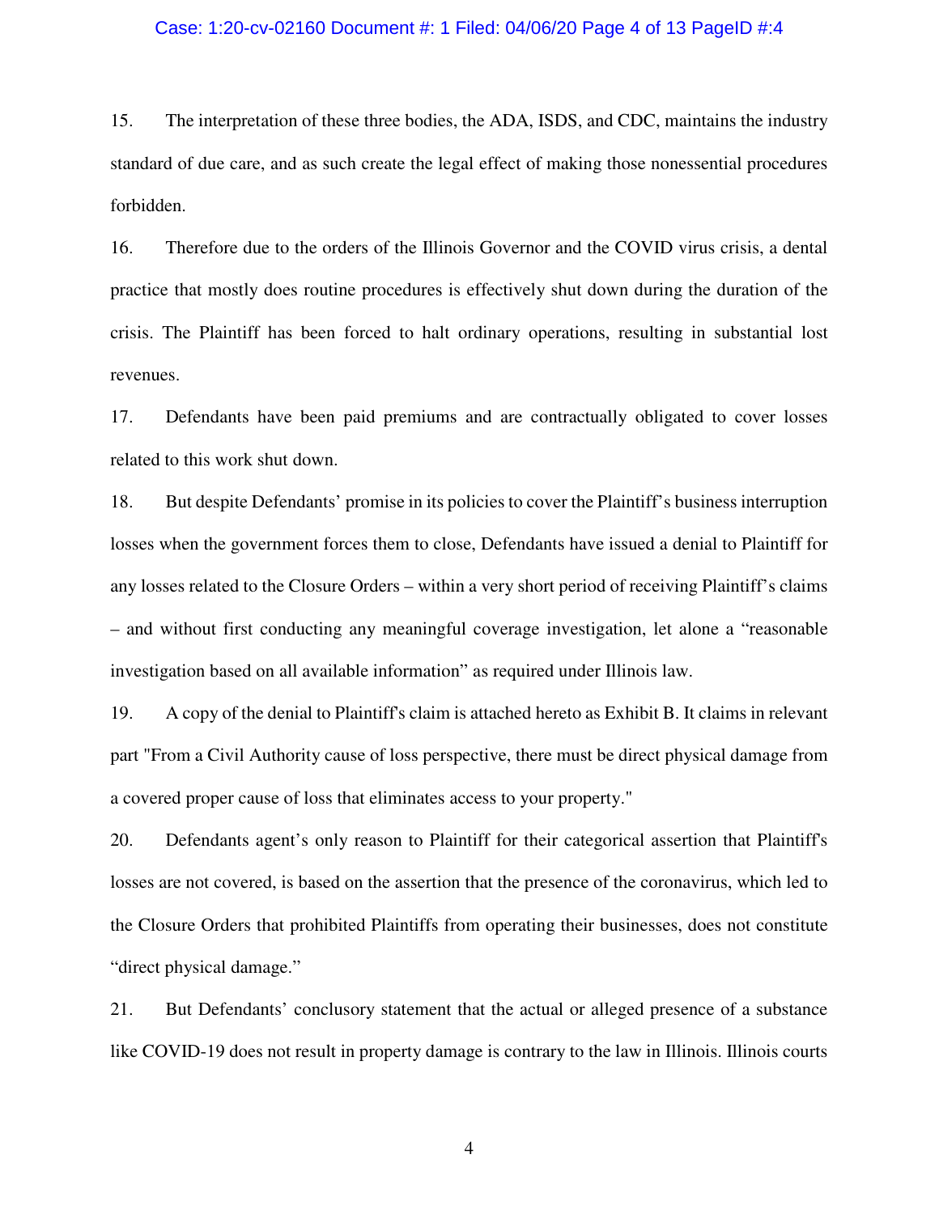15. The interpretation of these three bodies, the ADA, ISDS, and CDC, maintains the industry standard of due care, and as such create the legal effect of making those nonessential procedures forbidden.

16. Therefore due to the orders of the Illinois Governor and the COVID virus crisis, a dental practice that mostly does routine procedures is effectively shut down during the duration of the crisis. The Plaintiff has been forced to halt ordinary operations, resulting in substantial lost revenues.

17. Defendants have been paid premiums and are contractually obligated to cover losses related to this work shut down.

18. But despite Defendants' promise in its policies to cover the Plaintiff's business interruption losses when the government forces them to close, Defendants have issued a denial to Plaintiff for any losses related to the Closure Orders – within a very short period of receiving Plaintiff's claims – and without first conducting any meaningful coverage investigation, let alone a "reasonable investigation based on all available information" as required under Illinois law.

19. A copy of the denial to Plaintiff's claim is attached hereto as Exhibit B. It claims in relevant part "From a Civil Authority cause of loss perspective, there must be direct physical damage from a covered proper cause of loss that eliminates access to your property."

20. Defendants agent's only reason to Plaintiff for their categorical assertion that Plaintiff's losses are not covered, is based on the assertion that the presence of the coronavirus, which led to the Closure Orders that prohibited Plaintiffs from operating their businesses, does not constitute "direct physical damage."

21. But Defendants' conclusory statement that the actual or alleged presence of a substance like COVID-19 does not result in property damage is contrary to the law in Illinois. Illinois courts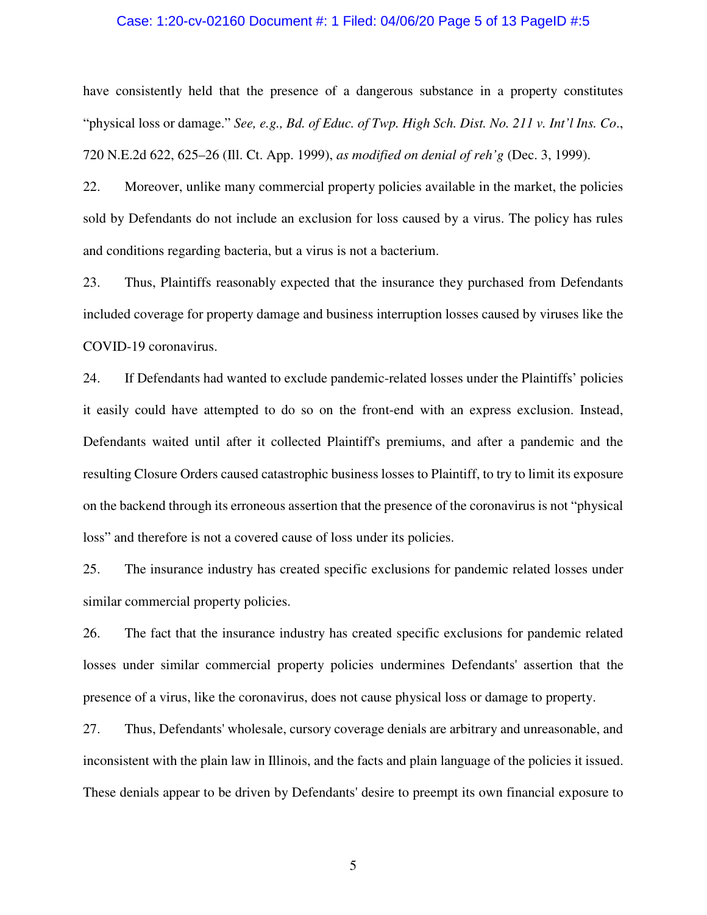have consistently held that the presence of a dangerous substance in a property constitutes "physical loss or damage." *See, e.g., Bd. of Educ. of Twp. High Sch. Dist. No. 211 v. Int'l Ins. Co*., 720 N.E.2d 622, 625–26 (Ill. Ct. App. 1999), *as modified on denial of reh'g* (Dec. 3, 1999).

22. Moreover, unlike many commercial property policies available in the market, the policies sold by Defendants do not include an exclusion for loss caused by a virus. The policy has rules and conditions regarding bacteria, but a virus is not a bacterium.

23. Thus, Plaintiffs reasonably expected that the insurance they purchased from Defendants included coverage for property damage and business interruption losses caused by viruses like the COVID-19 coronavirus.

24. If Defendants had wanted to exclude pandemic-related losses under the Plaintiffs' policies it easily could have attempted to do so on the front-end with an express exclusion. Instead, Defendants waited until after it collected Plaintiff's premiums, and after a pandemic and the resulting Closure Orders caused catastrophic business losses to Plaintiff, to try to limit its exposure on the backend through its erroneous assertion that the presence of the coronavirus is not "physical loss" and therefore is not a covered cause of loss under its policies.

25. The insurance industry has created specific exclusions for pandemic related losses under similar commercial property policies.

26. The fact that the insurance industry has created specific exclusions for pandemic related losses under similar commercial property policies undermines Defendants' assertion that the presence of a virus, like the coronavirus, does not cause physical loss or damage to property.

27. Thus, Defendants' wholesale, cursory coverage denials are arbitrary and unreasonable, and inconsistent with the plain law in Illinois, and the facts and plain language of the policies it issued. These denials appear to be driven by Defendants' desire to preempt its own financial exposure to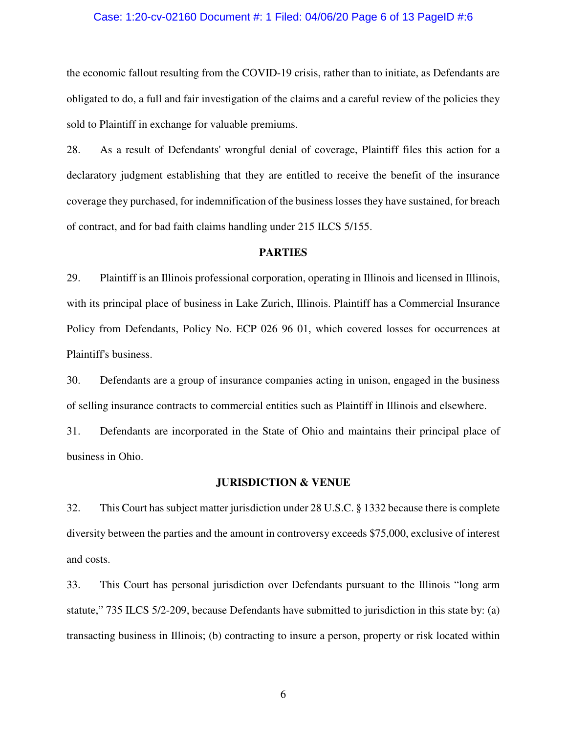the economic fallout resulting from the COVID-19 crisis, rather than to initiate, as Defendants are obligated to do, a full and fair investigation of the claims and a careful review of the policies they sold to Plaintiff in exchange for valuable premiums.

28. As a result of Defendants' wrongful denial of coverage, Plaintiff files this action for a declaratory judgment establishing that they are entitled to receive the benefit of the insurance coverage they purchased, for indemnification of the business losses they have sustained, for breach of contract, and for bad faith claims handling under 215 ILCS 5/155.

## PARTIES

29. Plaintiff is an Illinois professional corporation, operating in Illinois and licensed in Illinois, with its principal place of business in Lake Zurich, Illinois. Plaintiff has a Commercial Insurance Policy from Defendants, Policy No. ECP 026 96 01, which covered losses for occurrences at Plaintiff's business.

30. Defendants are a group of insurance companies acting in unison, engaged in the business of selling insurance contracts to commercial entities such as Plaintiff in Illinois and elsewhere.

31. Defendants are incorporated in the State of Ohio and maintains their principal place of business in Ohio.

## JURISDICTION & VENUE

32. This Court has subject matter jurisdiction under 28 U.S.C. § 1332 because there is complete diversity between the parties and the amount in controversy exceeds $75,000, exclusive of interest and costs.

33. This Court has personal jurisdiction over Defendants pursuant to the Illinois "long arm statute," 735 ILCS 5/2-209, because Defendants have submitted to jurisdiction in this state by: (a) transacting business in Illinois; (b) contracting to insure a person, property or risk located within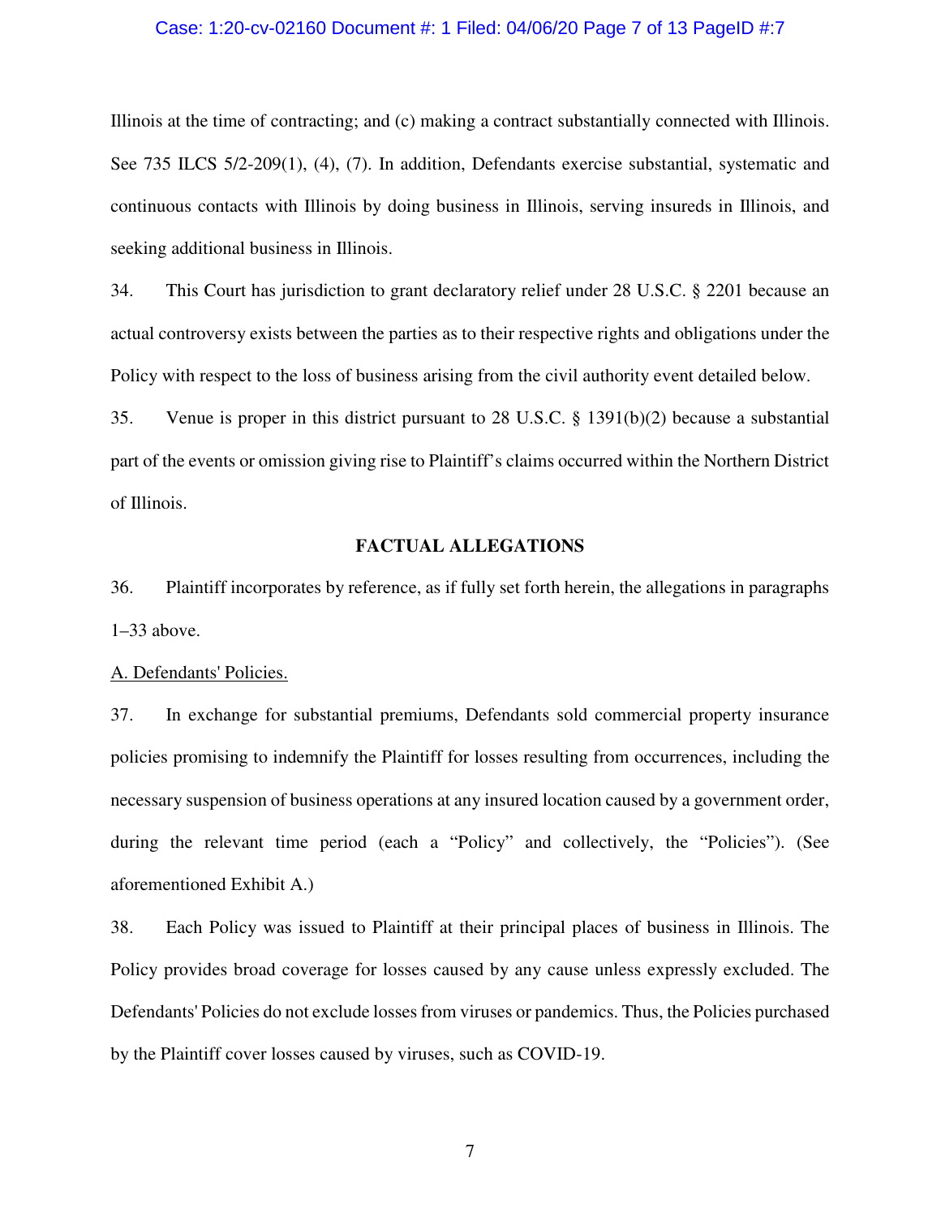Illinois at the time of contracting; and (c) making a contract substantially connected with Illinois. See 735 ILCS 5/2-209(1), (4), (7). In addition, Defendants exercise substantial, systematic and continuous contacts with Illinois by doing business in Illinois, serving insureds in Illinois, and seeking additional business in Illinois.

34. This Court has jurisdiction to grant declaratory relief under 28 U.S.C. § 2201 because an actual controversy exists between the parties as to their respective rights and obligations under the Policy with respect to the loss of business arising from the civil authority event detailed below.

35. Venue is proper in this district pursuant to 28 U.S.C. § 1391(b)(2) because a substantial part of the events or omission giving rise to Plaintiff's claims occurred within the Northern District of Illinois.

## FACTUAL ALLEGATIONS

36. Plaintiff incorporates by reference, as if fully set forth herein, the allegations in paragraphs 1–33 above.

A. Defendants' Policies.

37. In exchange for substantial premiums, Defendants sold commercial property insurance policies promising to indemnify the Plaintiff for losses resulting from occurrences, including the necessary suspension of business operations at any insured location caused by a government order, during the relevant time period (each a "Policy" and collectively, the "Policies"). (See aforementioned Exhibit A.)

38. Each Policy was issued to Plaintiff at their principal places of business in Illinois. The Policy provides broad coverage for losses caused by any cause unless expressly excluded. The Defendants' Policies do not exclude losses from viruses or pandemics. Thus, the Policies purchased by the Plaintiff cover losses caused by viruses, such as COVID-19.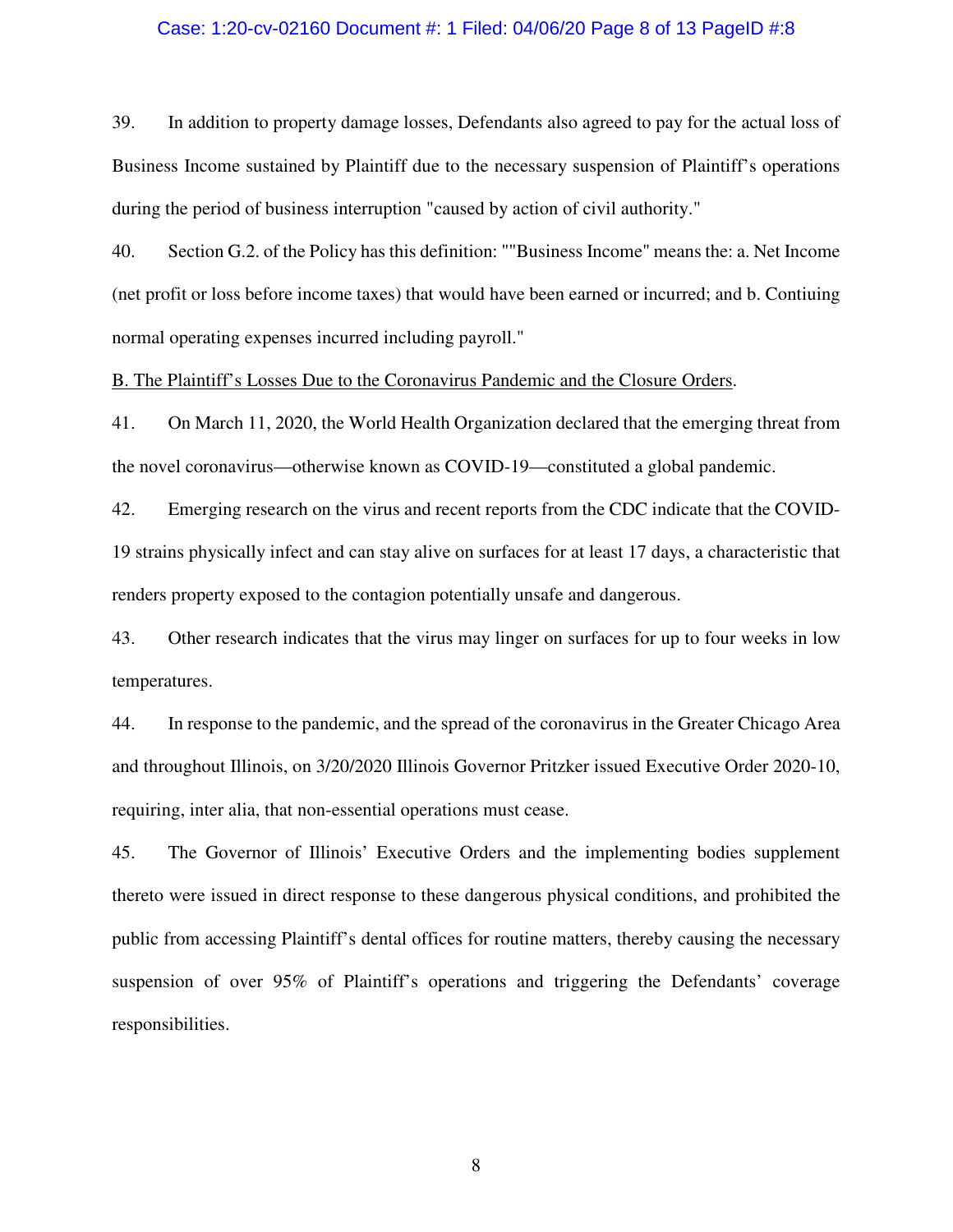39. In addition to property damage losses, Defendants also agreed to pay for the actual loss of Business Income sustained by Plaintiff due to the necessary suspension of Plaintiff's operations during the period of business interruption "caused by action of civil authority."

40. Section G.2. of the Policy has this definition: ""Business Income" means the: a. Net Income (net profit or loss before income taxes) that would have been earned or incurred; and b. Contiuing normal operating expenses incurred including payroll."

<u>B. The Plaintiff's Losses Due to the Coronavirus Pandemic and the Closure Orders</u>.

41. On March 11, 2020, the World Health Organization declared that the emerging threat from the novel coronavirus—otherwise known as COVID-19—constituted a global pandemic.

42. Emerging research on the virus and recent reports from the CDC indicate that the COVID-19 strains physically infect and can stay alive on surfaces for at least 17 days, a characteristic that renders property exposed to the contagion potentially unsafe and dangerous.

43. Other research indicates that the virus may linger on surfaces for up to four weeks in low temperatures.

44. In response to the pandemic, and the spread of the coronavirus in the Greater Chicago Area and throughout Illinois, on 3/20/2020 Illinois Governor Pritzker issued Executive Order 2020-10, requiring, inter alia, that non-essential operations must cease.

45. The Governor of Illinois' Executive Orders and the implementing bodies supplement thereto were issued in direct response to these dangerous physical conditions, and prohibited the public from accessing Plaintiff's dental offices for routine matters, thereby causing the necessary suspension of over 95% of Plaintiff's operations and triggering the Defendants' coverage responsibilities.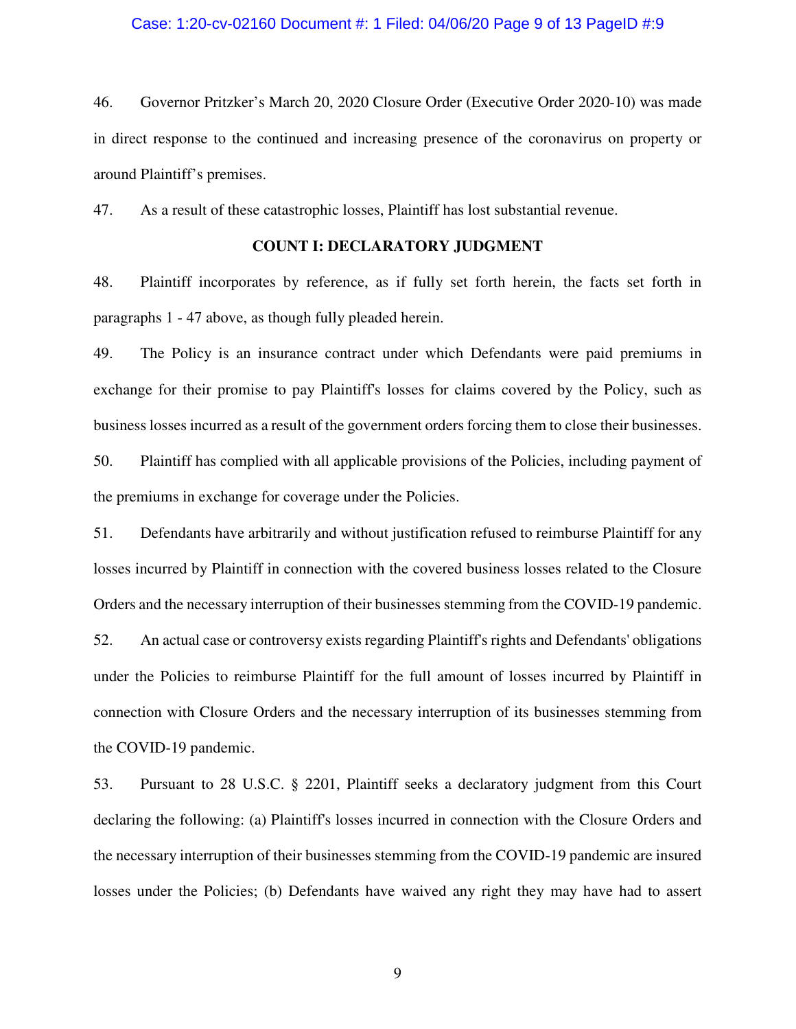46. Governor Pritzker's March 20, 2020 Closure Order (Executive Order 2020-10) was made in direct response to the continued and increasing presence of the coronavirus on property or around Plaintiff's premises.

47. As a result of these catastrophic losses, Plaintiff has lost substantial revenue.

**COUNT I: DECLARATORY JUDGMENT**

48. Plaintiff incorporates by reference, as if fully set forth herein, the facts set forth in paragraphs 1 - 47 above, as though fully pleaded herein.

49. The Policy is an insurance contract under which Defendants were paid premiums in exchange for their promise to pay Plaintiff's losses for claims covered by the Policy, such as business losses incurred as a result of the government orders forcing them to close their businesses.

50. Plaintiff has complied with all applicable provisions of the Policies, including payment of the premiums in exchange for coverage under the Policies.

51. Defendants have arbitrarily and without justification refused to reimburse Plaintiff for any losses incurred by Plaintiff in connection with the covered business losses related to the Closure Orders and the necessary interruption of their businesses stemming from the COVID-19 pandemic.

52. An actual case or controversy exists regarding Plaintiff's rights and Defendants' obligations under the Policies to reimburse Plaintiff for the full amount of losses incurred by Plaintiff in connection with Closure Orders and the necessary interruption of its businesses stemming from the COVID-19 pandemic.

53. Pursuant to 28 U.S.C. § 2201, Plaintiff seeks a declaratory judgment from this Court declaring the following: (a) Plaintiff's losses incurred in connection with the Closure Orders and the necessary interruption of their businesses stemming from the COVID-19 pandemic are insured losses under the Policies; (b) Defendants have waived any right they may have had to assert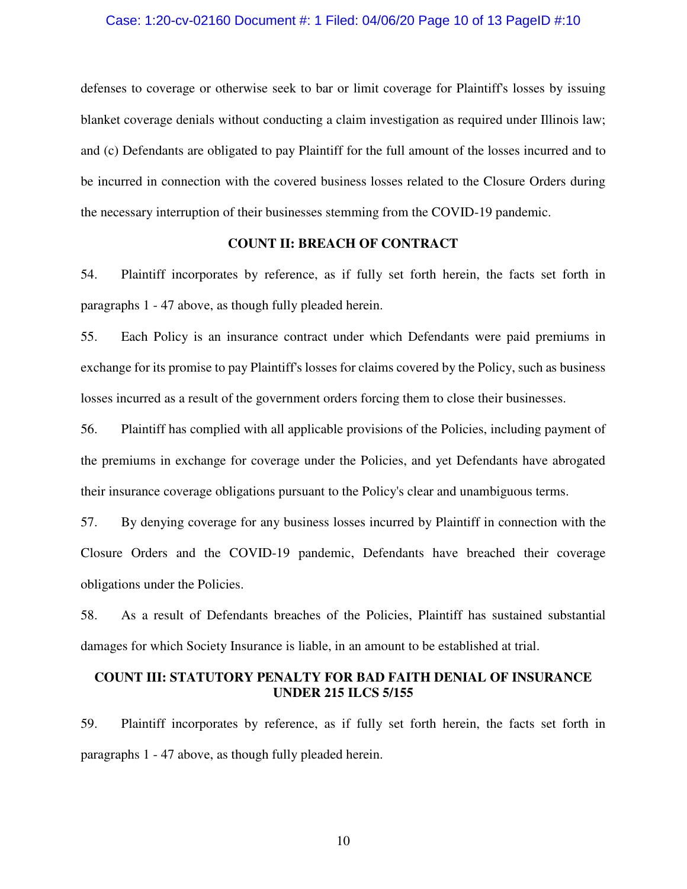defenses to coverage or otherwise seek to bar or limit coverage for Plaintiff's losses by issuing blanket coverage denials without conducting a claim investigation as required under Illinois law; and (c) Defendants are obligated to pay Plaintiff for the full amount of the losses incurred and to be incurred in connection with the covered business losses related to the Closure Orders during the necessary interruption of their businesses stemming from the COVID-19 pandemic.

**COUNT II: BREACH OF CONTRACT**

54. Plaintiff incorporates by reference, as if fully set forth herein, the facts set forth in paragraphs 1 - 47 above, as though fully pleaded herein.

55. Each Policy is an insurance contract under which Defendants were paid premiums in exchange for its promise to pay Plaintiff's losses for claims covered by the Policy, such as business losses incurred as a result of the government orders forcing them to close their businesses.

56. Plaintiff has complied with all applicable provisions of the Policies, including payment of the premiums in exchange for coverage under the Policies, and yet Defendants have abrogated their insurance coverage obligations pursuant to the Policy's clear and unambiguous terms.

57. By denying coverage for any business losses incurred by Plaintiff in connection with the Closure Orders and the COVID-19 pandemic, Defendants have breached their coverage obligations under the Policies.

58. As a result of Defendants breaches of the Policies, Plaintiff has sustained substantial damages for which Society Insurance is liable, in an amount to be established at trial.

**COUNT III: STATUTORY PENALTY FOR BAD FAITH DENIAL OF INSURANCE UNDER 215 ILCS 5/155**

59. Plaintiff incorporates by reference, as if fully set forth herein, the facts set forth in paragraphs 1 - 47 above, as though fully pleaded herein.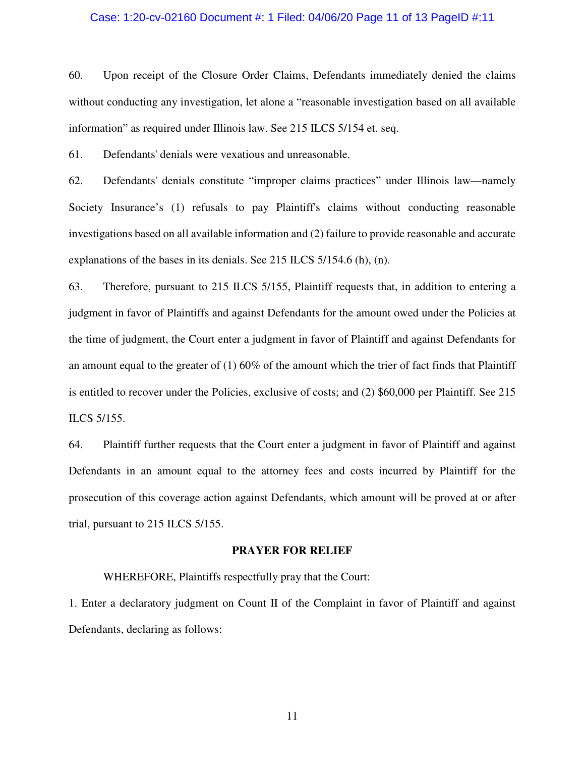60. Upon receipt of the Closure Order Claims, Defendants immediately denied the claims without conducting any investigation, let alone a "reasonable investigation based on all available information" as required under Illinois law. See 215 ILCS 5/154 et. seq.

61. Defendants' denials were vexatious and unreasonable.

62. Defendants' denials constitute "improper claims practices" under Illinois law—namely Society Insurance's (1) refusals to pay Plaintiff's claims without conducting reasonable investigations based on all available information and (2) failure to provide reasonable and accurate explanations of the bases in its denials. See 215 ILCS 5/154.6 (h), (n).

63. Therefore, pursuant to 215 ILCS 5/155, Plaintiff requests that, in addition to entering a judgment in favor of Plaintiffs and against Defendants for the amount owed under the Policies at the time of judgment, the Court enter a judgment in favor of Plaintiff and against Defendants for an amount equal to the greater of (1) 60% of the amount which the trier of fact finds that Plaintiff is entitled to recover under the Policies, exclusive of costs; and (2) $60,000 per Plaintiff. See 215 ILCS 5/155.

64. Plaintiff further requests that the Court enter a judgment in favor of Plaintiff and against Defendants in an amount equal to the attorney fees and costs incurred by Plaintiff for the prosecution of this coverage action against Defendants, which amount will be proved at or after trial, pursuant to 215 ILCS 5/155.

**PRAYER FOR RELIEF**

WHEREFORE, Plaintiffs respectfully pray that the Court:

1. Enter a declaratory judgment on Count II of the Complaint in favor of Plaintiff and against Defendants, declaring as follows: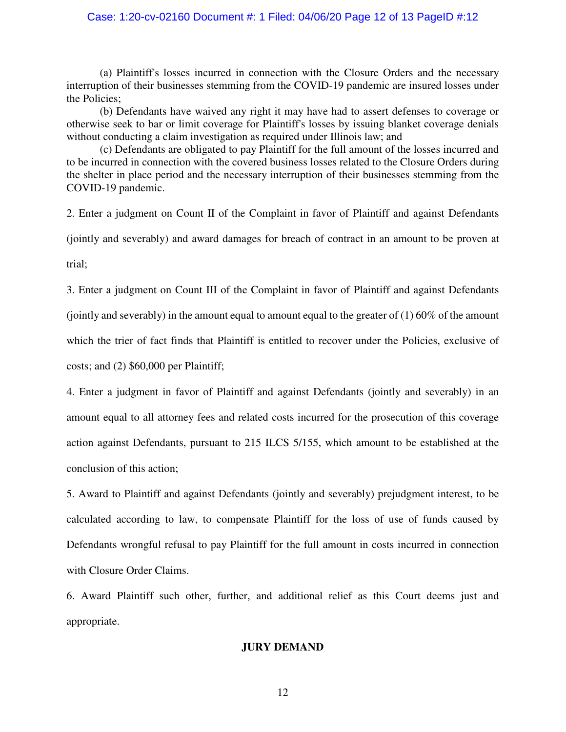(a) Plaintiff's losses incurred in connection with the Closure Orders and the necessary interruption of their businesses stemming from the COVID-19 pandemic are insured losses under the Policies;

(b) Defendants have waived any right it may have had to assert defenses to coverage or otherwise seek to bar or limit coverage for Plaintiff's losses by issuing blanket coverage denials without conducting a claim investigation as required under Illinois law; and

(c) Defendants are obligated to pay Plaintiff for the full amount of the losses incurred and to be incurred in connection with the covered business losses related to the Closure Orders during the shelter in place period and the necessary interruption of their businesses stemming from the COVID-19 pandemic.

2. Enter a judgment on Count II of the Complaint in favor of Plaintiff and against Defendants (jointly and severably) and award damages for breach of contract in an amount to be proven at trial;

3. Enter a judgment on Count III of the Complaint in favor of Plaintiff and against Defendants (jointly and severably) in the amount equal to amount equal to the greater of (1) 60% of the amount which the trier of fact finds that Plaintiff is entitled to recover under the Policies, exclusive of costs; and (2) $60,000 per Plaintiff;

4. Enter a judgment in favor of Plaintiff and against Defendants (jointly and severably) in an amount equal to all attorney fees and related costs incurred for the prosecution of this coverage action against Defendants, pursuant to 215 ILCS 5/155, which amount to be established at the conclusion of this action;

5. Award to Plaintiff and against Defendants (jointly and severably) prejudgment interest, to be calculated according to law, to compensate Plaintiff for the loss of use of funds caused by Defendants wrongful refusal to pay Plaintiff for the full amount in costs incurred in connection with Closure Order Claims.

6. Award Plaintiff such other, further, and additional relief as this Court deems just and appropriate.

## JURY DEMAND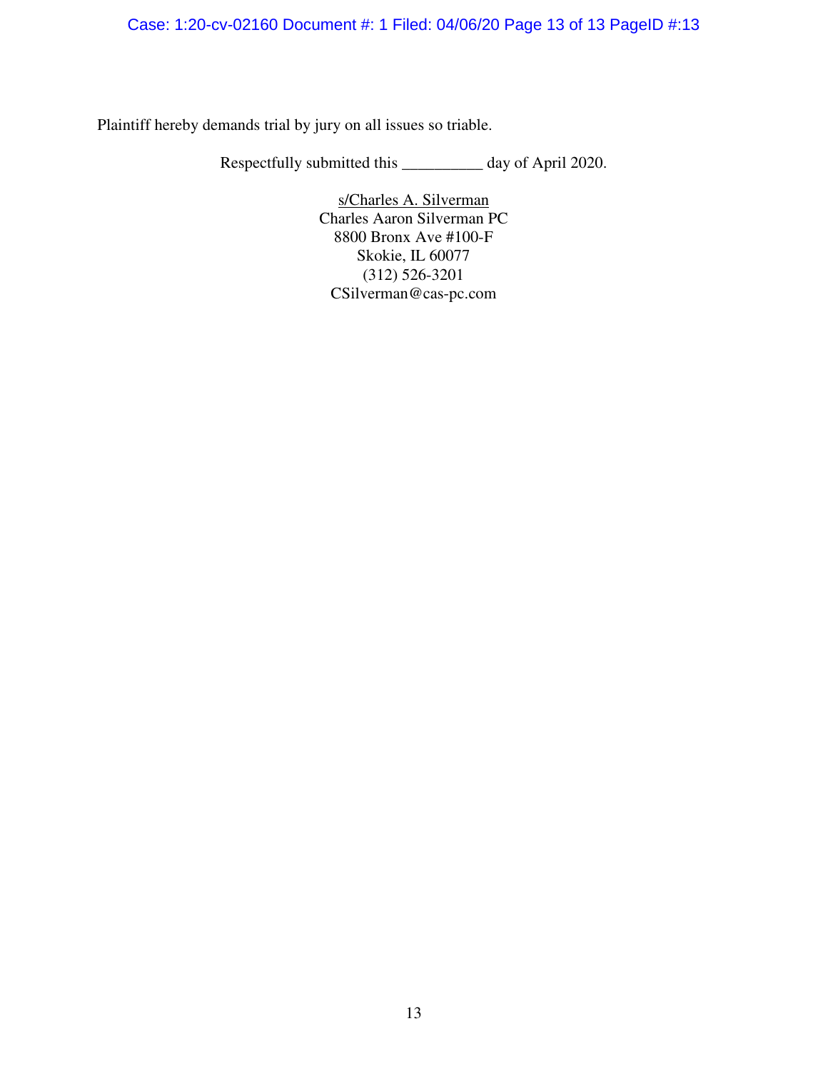Plaintiff hereby demands trial by jury on all issues so triable.

Respectfully submitted this __________ day of April 2020.

s/Charles A. Silverman
Charles Aaron Silverman PC
8800 Bronx Ave #100-F
Skokie, IL 60077
(312) 526-3201
CSilverman@cas-pc.com